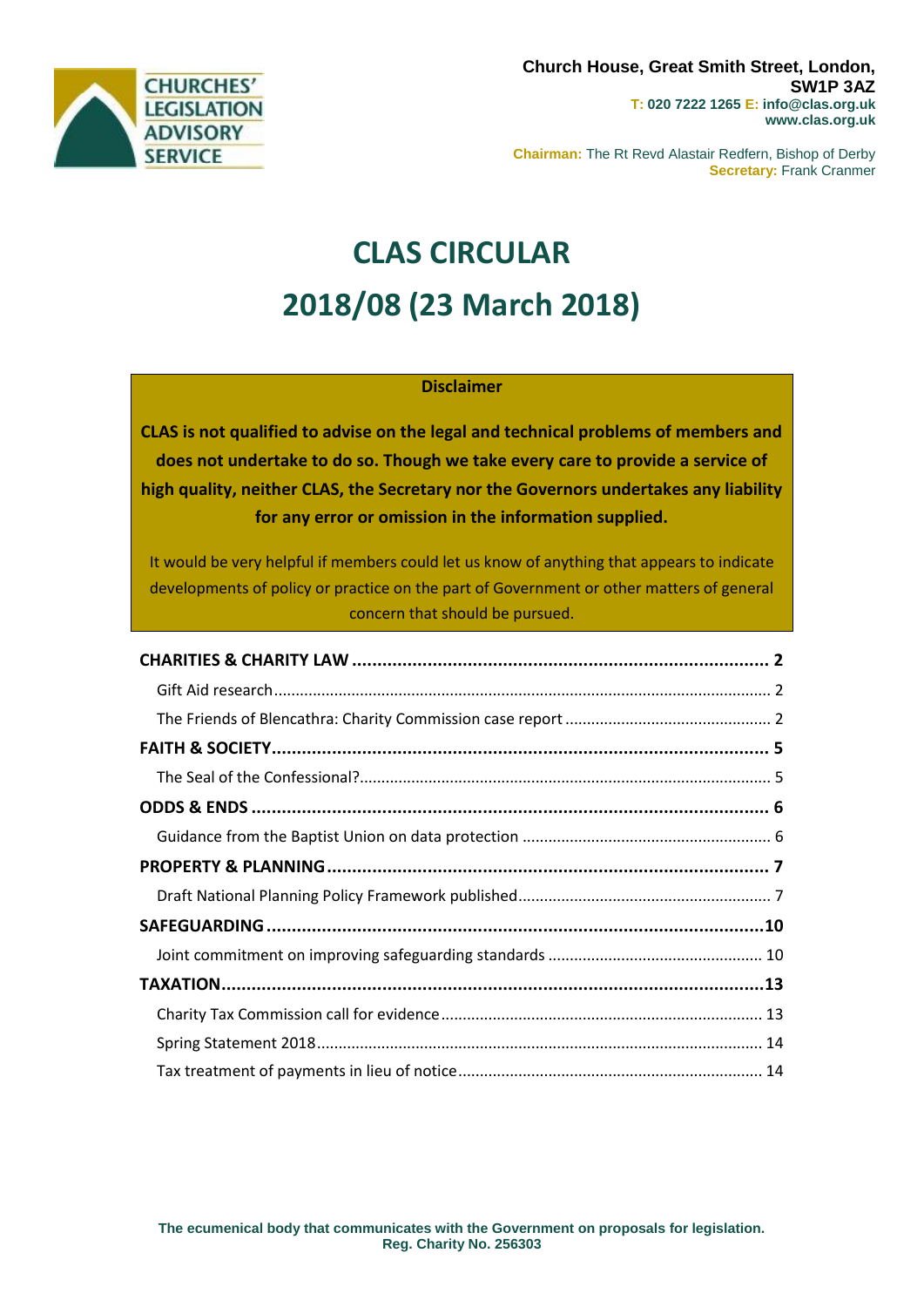**CHURCHES' LEGISLATION ADVISORY SERVICE**

**Church House, Great Smith Street, London, SW1P 3AZ**
**T: 020 7222 1265 E: info@clas.org.uk**
**www.clas.org.uk**

**Chairman:** The Rt Revd Alastair Redfern, Bishop of Derby
**Secretary:** Frank Cranmer

# CLAS CIRCULAR
# 2018/08 (23 March 2018)

**Disclaimer**

**CLAS is not qualified to advise on the legal and technical problems of members and does not undertake to do so. Though we take every care to provide a service of high quality, neither CLAS, the Secretary nor the Governors undertakes any liability for any error or omission in the information supplied.**

It would be very helpful if members could let us know of anything that appears to indicate developments of policy or practice on the part of Government or other matters of general concern that should be pursued.

**CHARITIES & CHARITY LAW** .......... **2**
- Gift Aid research .......... 2
- The Friends of Blencathra: Charity Commission case report .......... 2

**FAITH & SOCIETY** .......... **5**
- The Seal of the Confessional? .......... 5

**ODDS & ENDS** .......... **6**
- Guidance from the Baptist Union on data protection .......... 6

**PROPERTY & PLANNING** .......... **7**
- Draft National Planning Policy Framework published .......... 7

**SAFEGUARDING** .......... **10**
- Joint commitment on improving safeguarding standards .......... 10

**TAXATION** .......... **13**
- Charity Tax Commission call for evidence .......... 13
- Spring Statement 2018 .......... 14
- Tax treatment of payments in lieu of notice .......... 14

**The ecumenical body that communicates with the Government on proposals for legislation.**
**Reg. Charity No. 256303**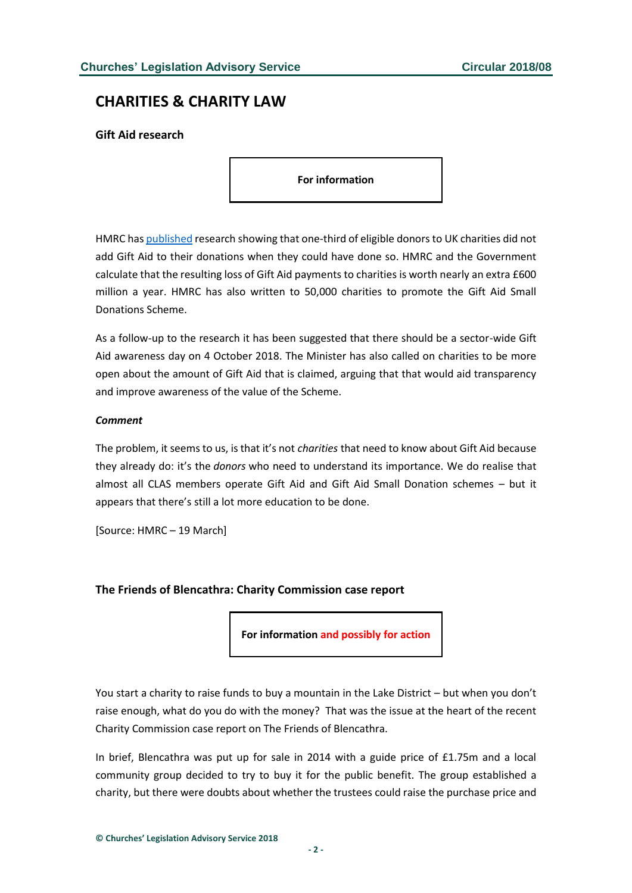## CHARITIES & CHARITY LAW

### Gift Aid research

**For information**

HMRC has published research showing that one-third of eligible donors to UK charities did not add Gift Aid to their donations when they could have done so. HMRC and the Government calculate that the resulting loss of Gift Aid payments to charities is worth nearly an extra £600 million a year. HMRC has also written to 50,000 charities to promote the Gift Aid Small Donations Scheme.

As a follow-up to the research it has been suggested that there should be a sector-wide Gift Aid awareness day on 4 October 2018. The Minister has also called on charities to be more open about the amount of Gift Aid that is claimed, arguing that that would aid transparency and improve awareness of the value of the Scheme.

***Comment***

The problem, it seems to us, is that it's not *charities* that need to know about Gift Aid because they already do: it's the *donors* who need to understand its importance. We do realise that almost all CLAS members operate Gift Aid and Gift Aid Small Donation schemes – but it appears that there's still a lot more education to be done.

[Source: HMRC – 19 March]

### The Friends of Blencathra: Charity Commission case report

**For information and possibly for action**

You start a charity to raise funds to buy a mountain in the Lake District – but when you don't raise enough, what do you do with the money? That was the issue at the heart of the recent Charity Commission case report on The Friends of Blencathra.

In brief, Blencathra was put up for sale in 2014 with a guide price of £1.75m and a local community group decided to try to buy it for the public benefit. The group established a charity, but there were doubts about whether the trustees could raise the purchase price and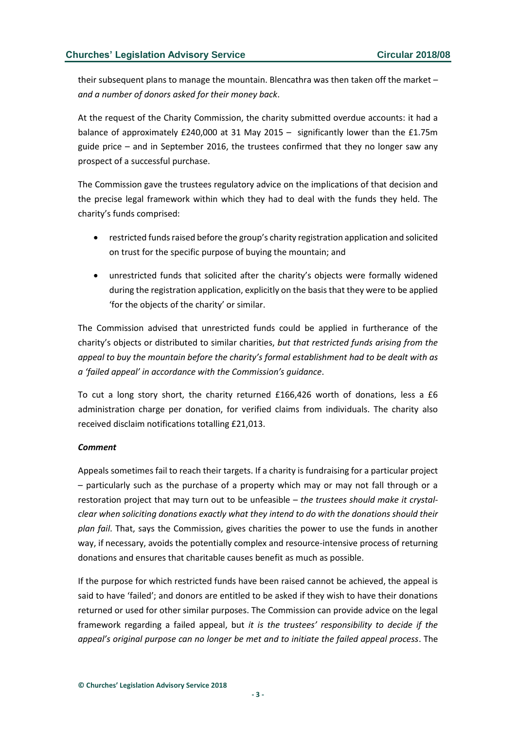their subsequent plans to manage the mountain. Blencathra was then taken off the market – *and a number of donors asked for their money back*.

At the request of the Charity Commission, the charity submitted overdue accounts: it had a balance of approximately £240,000 at 31 May 2015 – significantly lower than the £1.75m guide price – and in September 2016, the trustees confirmed that they no longer saw any prospect of a successful purchase.

The Commission gave the trustees regulatory advice on the implications of that decision and the precise legal framework within which they had to deal with the funds they held. The charity's funds comprised:

- restricted funds raised before the group's charity registration application and solicited on trust for the specific purpose of buying the mountain; and
- unrestricted funds that solicited after the charity's objects were formally widened during the registration application, explicitly on the basis that they were to be applied 'for the objects of the charity' or similar.

The Commission advised that unrestricted funds could be applied in furtherance of the charity's objects or distributed to similar charities, *but that restricted funds arising from the appeal to buy the mountain before the charity's formal establishment had to be dealt with as a 'failed appeal' in accordance with the Commission's guidance*.

To cut a long story short, the charity returned £166,426 worth of donations, less a £6 administration charge per donation, for verified claims from individuals. The charity also received disclaim notifications totalling £21,013.

***Comment***

Appeals sometimes fail to reach their targets. If a charity is fundraising for a particular project – particularly such as the purchase of a property which may or may not fall through or a restoration project that may turn out to be unfeasible – *the trustees should make it crystal-clear when soliciting donations exactly what they intend to do with the donations should their plan fail*. That, says the Commission, gives charities the power to use the funds in another way, if necessary, avoids the potentially complex and resource-intensive process of returning donations and ensures that charitable causes benefit as much as possible.

If the purpose for which restricted funds have been raised cannot be achieved, the appeal is said to have 'failed'; and donors are entitled to be asked if they wish to have their donations returned or used for other similar purposes. The Commission can provide advice on the legal framework regarding a failed appeal, but *it is the trustees' responsibility to decide if the appeal's original purpose can no longer be met and to initiate the failed appeal process*. The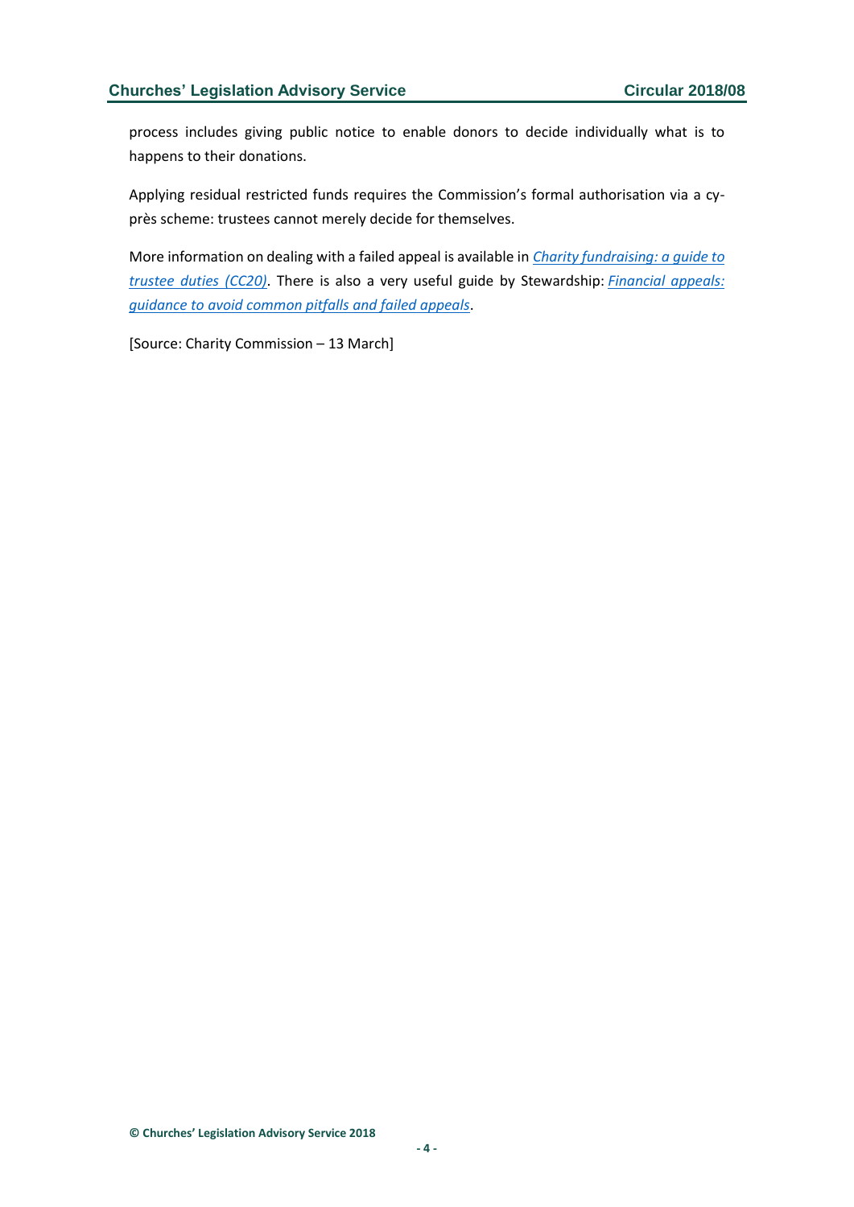process includes giving public notice to enable donors to decide individually what is to happens to their donations.

Applying residual restricted funds requires the Commission's formal authorisation via a cy-près scheme: trustees cannot merely decide for themselves.

More information on dealing with a failed appeal is available in *Charity fundraising: a guide to trustee duties (CC20)*. There is also a very useful guide by Stewardship: *Financial appeals: guidance to avoid common pitfalls and failed appeals*.

[Source: Charity Commission – 13 March]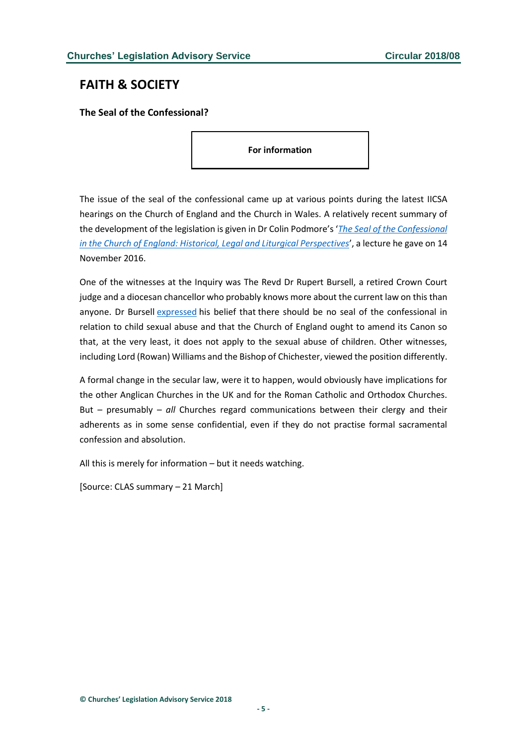# FAITH & SOCIETY

### The Seal of the Confessional?

**For information**

The issue of the seal of the confessional came up at various points during the latest IICSA hearings on the Church of England and the Church in Wales. A relatively recent summary of the development of the legislation is given in Dr Colin Podmore's '*The Seal of the Confessional in the Church of England: Historical, Legal and Liturgical Perspectives*', a lecture he gave on 14 November 2016.

One of the witnesses at the Inquiry was The Revd Dr Rupert Bursell, a retired Crown Court judge and a diocesan chancellor who probably knows more about the current law on this than anyone. Dr Bursell expressed his belief that there should be no seal of the confessional in relation to child sexual abuse and that the Church of England ought to amend its Canon so that, at the very least, it does not apply to the sexual abuse of children. Other witnesses, including Lord (Rowan) Williams and the Bishop of Chichester, viewed the position differently.

A formal change in the secular law, were it to happen, would obviously have implications for the other Anglican Churches in the UK and for the Roman Catholic and Orthodox Churches. But – presumably – *all* Churches regard communications between their clergy and their adherents as in some sense confidential, even if they do not practise formal sacramental confession and absolution.

All this is merely for information – but it needs watching.

[Source: CLAS summary – 21 March]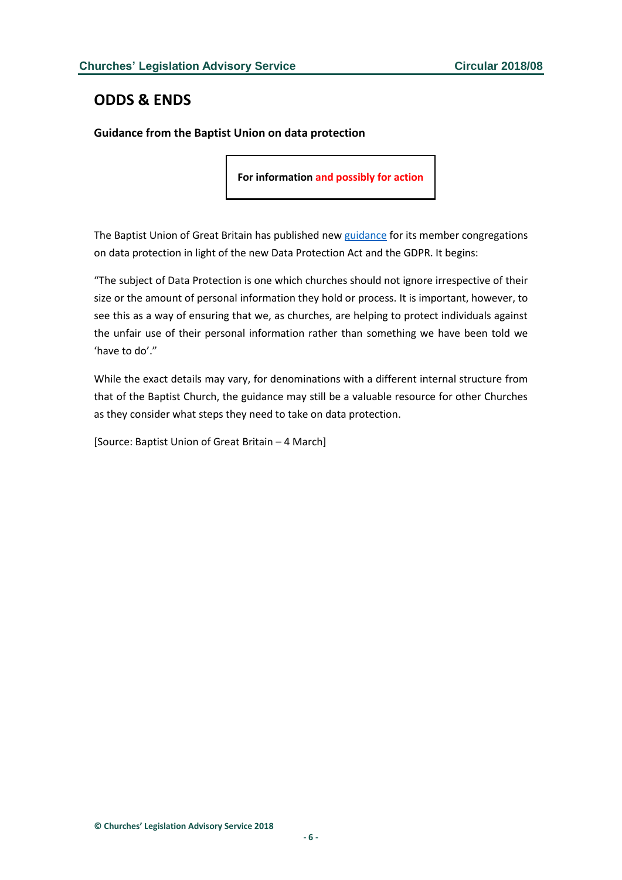## ODDS & ENDS

### Guidance from the Baptist Union on data protection

**For information and possibly for action**

The Baptist Union of Great Britain has published new guidance for its member congregations on data protection in light of the new Data Protection Act and the GDPR. It begins:

"The subject of Data Protection is one which churches should not ignore irrespective of their size or the amount of personal information they hold or process. It is important, however, to see this as a way of ensuring that we, as churches, are helping to protect individuals against the unfair use of their personal information rather than something we have been told we 'have to do'."

While the exact details may vary, for denominations with a different internal structure from that of the Baptist Church, the guidance may still be a valuable resource for other Churches as they consider what steps they need to take on data protection.

[Source: Baptist Union of Great Britain – 4 March]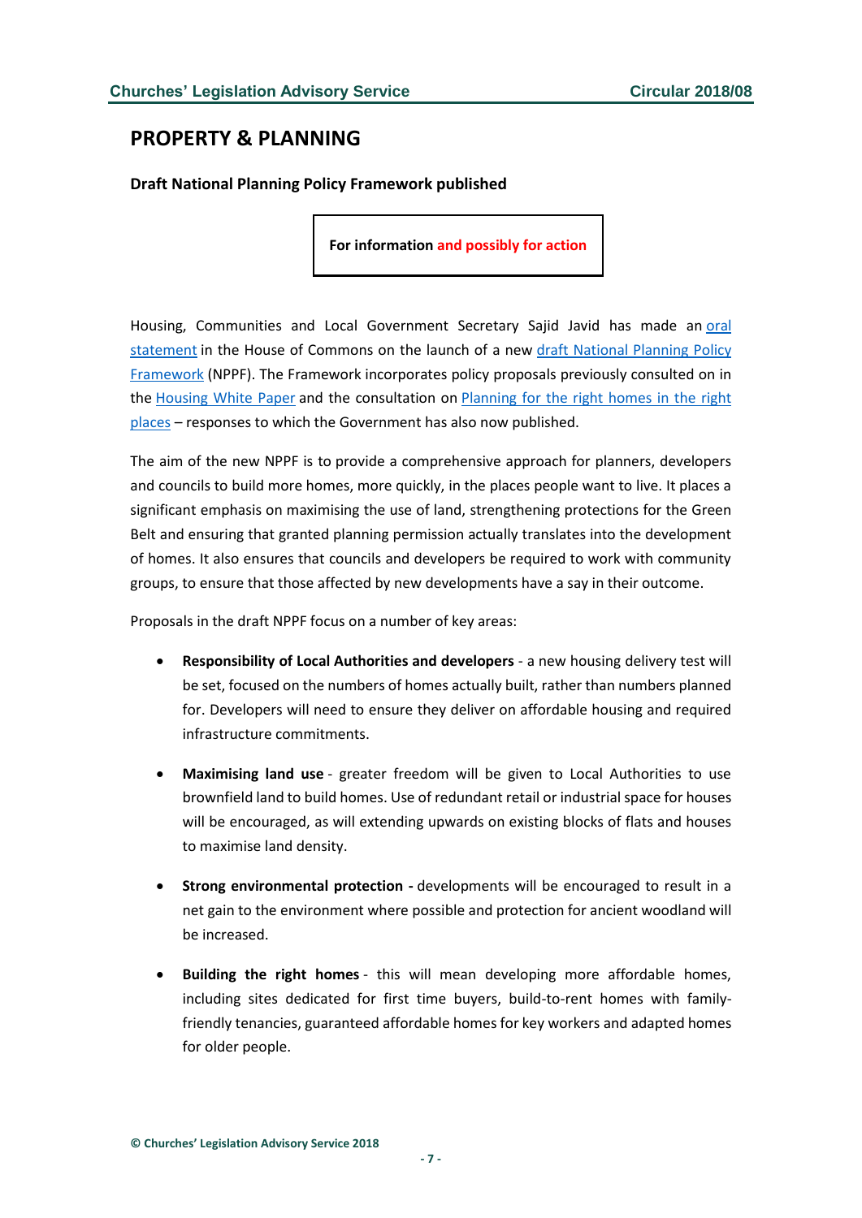## PROPERTY & PLANNING

### Draft National Planning Policy Framework published

**For information and possibly for action**

Housing, Communities and Local Government Secretary Sajid Javid has made an oral statement in the House of Commons on the launch of a new draft National Planning Policy Framework (NPPF). The Framework incorporates policy proposals previously consulted on in the Housing White Paper and the consultation on Planning for the right homes in the right places – responses to which the Government has also now published.

The aim of the new NPPF is to provide a comprehensive approach for planners, developers and councils to build more homes, more quickly, in the places people want to live. It places a significant emphasis on maximising the use of land, strengthening protections for the Green Belt and ensuring that granted planning permission actually translates into the development of homes. It also ensures that councils and developers be required to work with community groups, to ensure that those affected by new developments have a say in their outcome.

Proposals in the draft NPPF focus on a number of key areas:

- **Responsibility of Local Authorities and developers** - a new housing delivery test will be set, focused on the numbers of homes actually built, rather than numbers planned for. Developers will need to ensure they deliver on affordable housing and required infrastructure commitments.
- **Maximising land use** - greater freedom will be given to Local Authorities to use brownfield land to build homes. Use of redundant retail or industrial space for houses will be encouraged, as will extending upwards on existing blocks of flats and houses to maximise land density.
- **Strong environmental protection -** developments will be encouraged to result in a net gain to the environment where possible and protection for ancient woodland will be increased.
- **Building the right homes** - this will mean developing more affordable homes, including sites dedicated for first time buyers, build-to-rent homes with family-friendly tenancies, guaranteed affordable homes for key workers and adapted homes for older people.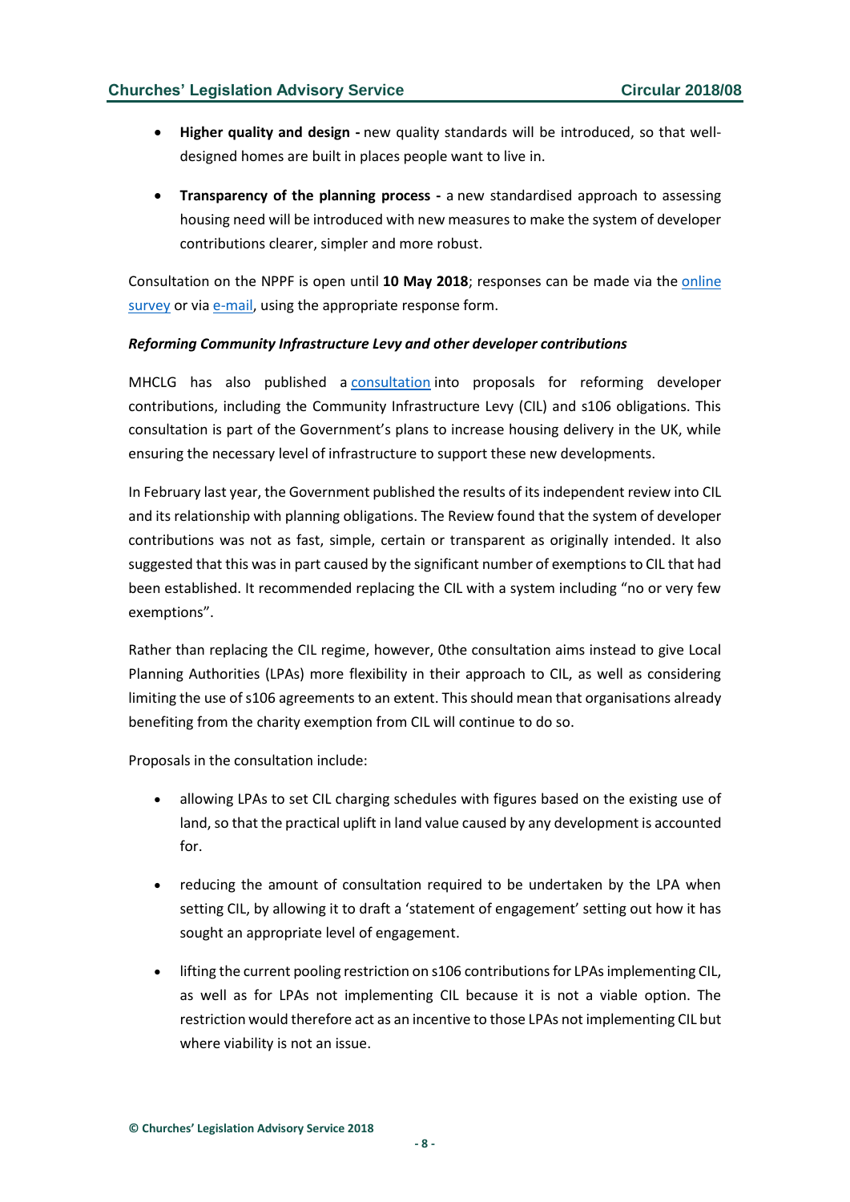- **Higher quality and design -** new quality standards will be introduced, so that well-designed homes are built in places people want to live in.

- **Transparency of the planning process -** a new standardised approach to assessing housing need will be introduced with new measures to make the system of developer contributions clearer, simpler and more robust.

Consultation on the NPPF is open until **10 May 2018**; responses can be made via the online survey or via e-mail, using the appropriate response form.

***Reforming Community Infrastructure Levy and other developer contributions***

MHCLG has also published a consultation into proposals for reforming developer contributions, including the Community Infrastructure Levy (CIL) and s106 obligations. This consultation is part of the Government's plans to increase housing delivery in the UK, while ensuring the necessary level of infrastructure to support these new developments.

In February last year, the Government published the results of its independent review into CIL and its relationship with planning obligations. The Review found that the system of developer contributions was not as fast, simple, certain or transparent as originally intended. It also suggested that this was in part caused by the significant number of exemptions to CIL that had been established. It recommended replacing the CIL with a system including "no or very few exemptions".

Rather than replacing the CIL regime, however, 0the consultation aims instead to give Local Planning Authorities (LPAs) more flexibility in their approach to CIL, as well as considering limiting the use of s106 agreements to an extent. This should mean that organisations already benefiting from the charity exemption from CIL will continue to do so.

Proposals in the consultation include:

- allowing LPAs to set CIL charging schedules with figures based on the existing use of land, so that the practical uplift in land value caused by any development is accounted for.

- reducing the amount of consultation required to be undertaken by the LPA when setting CIL, by allowing it to draft a 'statement of engagement' setting out how it has sought an appropriate level of engagement.

- lifting the current pooling restriction on s106 contributions for LPAs implementing CIL, as well as for LPAs not implementing CIL because it is not a viable option. The restriction would therefore act as an incentive to those LPAs not implementing CIL but where viability is not an issue.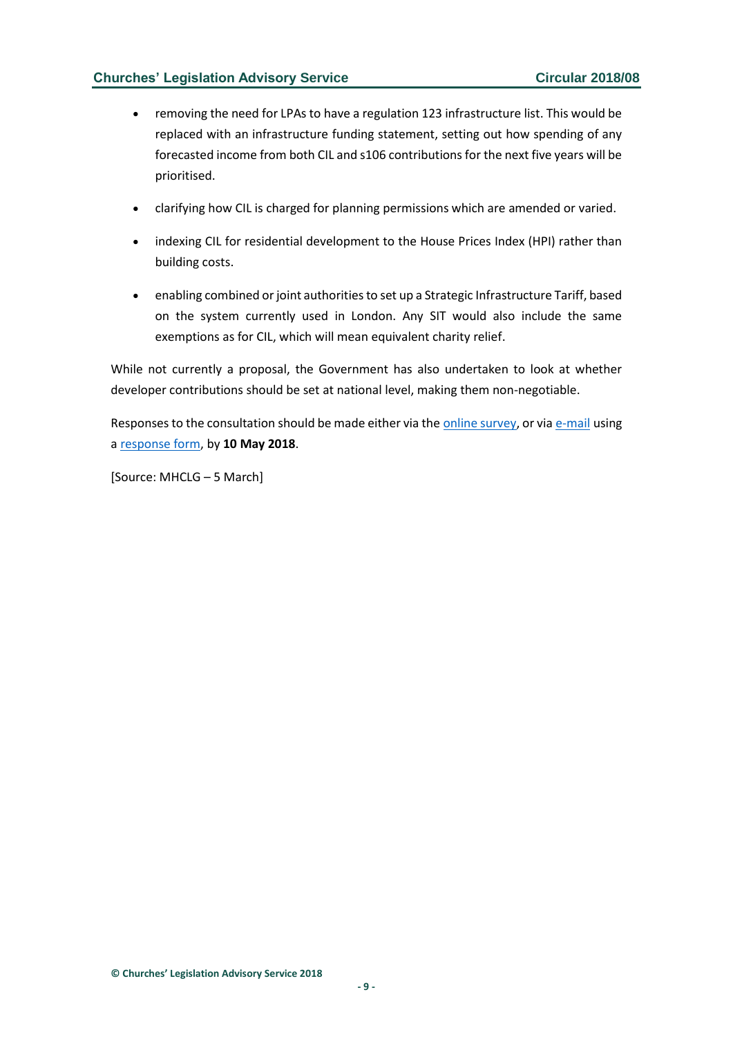- removing the need for LPAs to have a regulation 123 infrastructure list. This would be replaced with an infrastructure funding statement, setting out how spending of any forecasted income from both CIL and s106 contributions for the next five years will be prioritised.
- clarifying how CIL is charged for planning permissions which are amended or varied.
- indexing CIL for residential development to the House Prices Index (HPI) rather than building costs.
- enabling combined or joint authorities to set up a Strategic Infrastructure Tariff, based on the system currently used in London. Any SIT would also include the same exemptions as for CIL, which will mean equivalent charity relief.

While not currently a proposal, the Government has also undertaken to look at whether developer contributions should be set at national level, making them non-negotiable.

Responses to the consultation should be made either via the online survey, or via e-mail using a response form, by **10 May 2018**.

[Source: MHCLG – 5 March]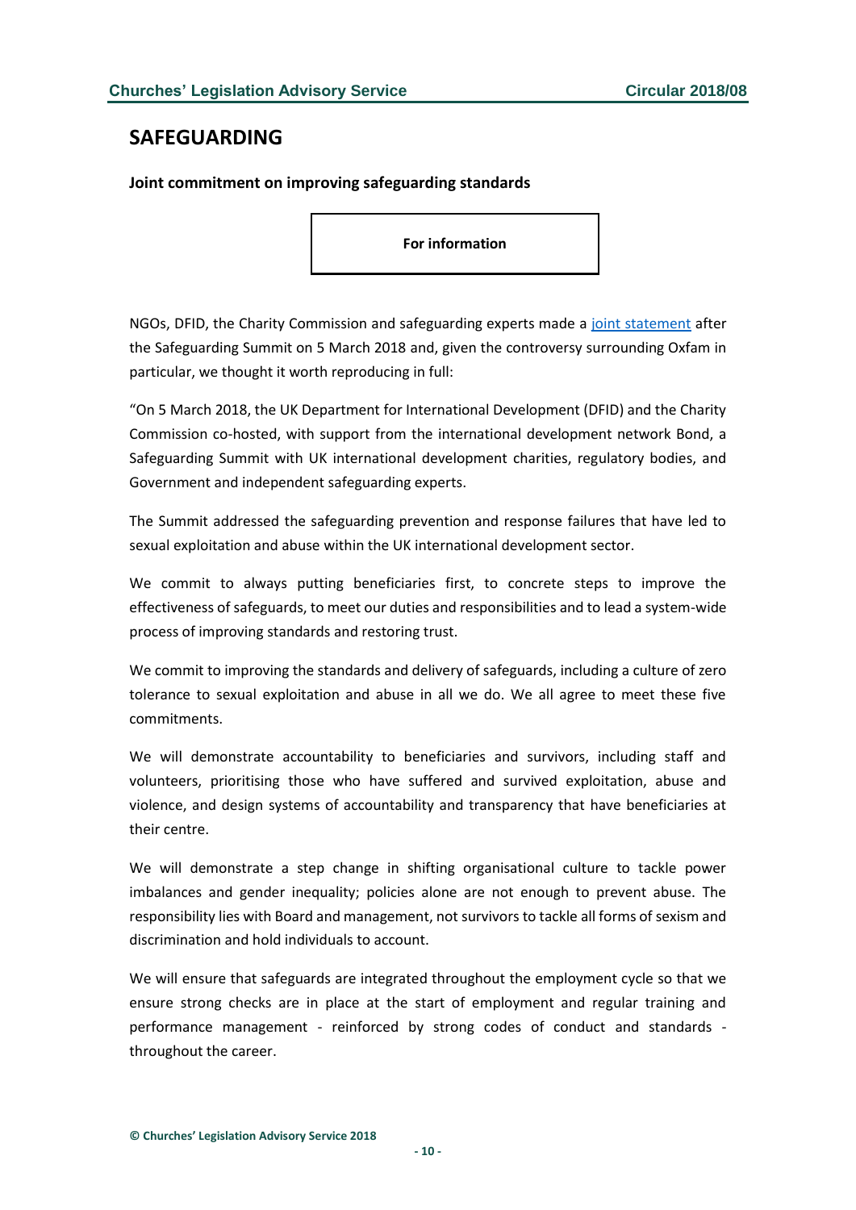## SAFEGUARDING

### Joint commitment on improving safeguarding standards

**For information**

NGOs, DFID, the Charity Commission and safeguarding experts made a joint statement after the Safeguarding Summit on 5 March 2018 and, given the controversy surrounding Oxfam in particular, we thought it worth reproducing in full:

"On 5 March 2018, the UK Department for International Development (DFID) and the Charity Commission co-hosted, with support from the international development network Bond, a Safeguarding Summit with UK international development charities, regulatory bodies, and Government and independent safeguarding experts.

The Summit addressed the safeguarding prevention and response failures that have led to sexual exploitation and abuse within the UK international development sector.

We commit to always putting beneficiaries first, to concrete steps to improve the effectiveness of safeguards, to meet our duties and responsibilities and to lead a system-wide process of improving standards and restoring trust.

We commit to improving the standards and delivery of safeguards, including a culture of zero tolerance to sexual exploitation and abuse in all we do. We all agree to meet these five commitments.

We will demonstrate accountability to beneficiaries and survivors, including staff and volunteers, prioritising those who have suffered and survived exploitation, abuse and violence, and design systems of accountability and transparency that have beneficiaries at their centre.

We will demonstrate a step change in shifting organisational culture to tackle power imbalances and gender inequality; policies alone are not enough to prevent abuse. The responsibility lies with Board and management, not survivors to tackle all forms of sexism and discrimination and hold individuals to account.

We will ensure that safeguards are integrated throughout the employment cycle so that we ensure strong checks are in place at the start of employment and regular training and performance management - reinforced by strong codes of conduct and standards - throughout the career.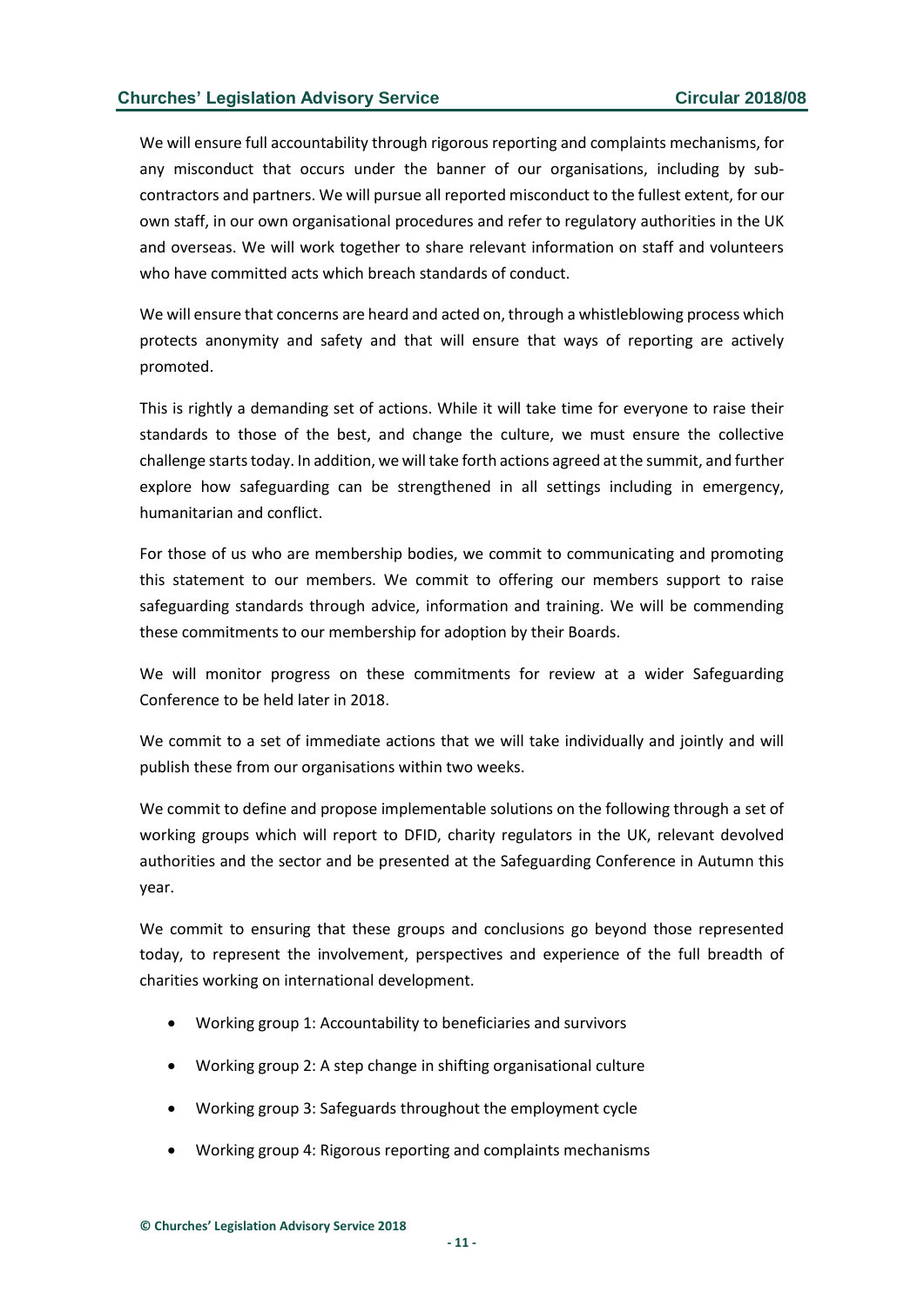We will ensure full accountability through rigorous reporting and complaints mechanisms, for any misconduct that occurs under the banner of our organisations, including by sub-contractors and partners. We will pursue all reported misconduct to the fullest extent, for our own staff, in our own organisational procedures and refer to regulatory authorities in the UK and overseas. We will work together to share relevant information on staff and volunteers who have committed acts which breach standards of conduct.

We will ensure that concerns are heard and acted on, through a whistleblowing process which protects anonymity and safety and that will ensure that ways of reporting are actively promoted.

This is rightly a demanding set of actions. While it will take time for everyone to raise their standards to those of the best, and change the culture, we must ensure the collective challenge starts today. In addition, we will take forth actions agreed at the summit, and further explore how safeguarding can be strengthened in all settings including in emergency, humanitarian and conflict.

For those of us who are membership bodies, we commit to communicating and promoting this statement to our members. We commit to offering our members support to raise safeguarding standards through advice, information and training. We will be commending these commitments to our membership for adoption by their Boards.

We will monitor progress on these commitments for review at a wider Safeguarding Conference to be held later in 2018.

We commit to a set of immediate actions that we will take individually and jointly and will publish these from our organisations within two weeks.

We commit to define and propose implementable solutions on the following through a set of working groups which will report to DFID, charity regulators in the UK, relevant devolved authorities and the sector and be presented at the Safeguarding Conference in Autumn this year.

We commit to ensuring that these groups and conclusions go beyond those represented today, to represent the involvement, perspectives and experience of the full breadth of charities working on international development.

- Working group 1: Accountability to beneficiaries and survivors
- Working group 2: A step change in shifting organisational culture
- Working group 3: Safeguards throughout the employment cycle
- Working group 4: Rigorous reporting and complaints mechanisms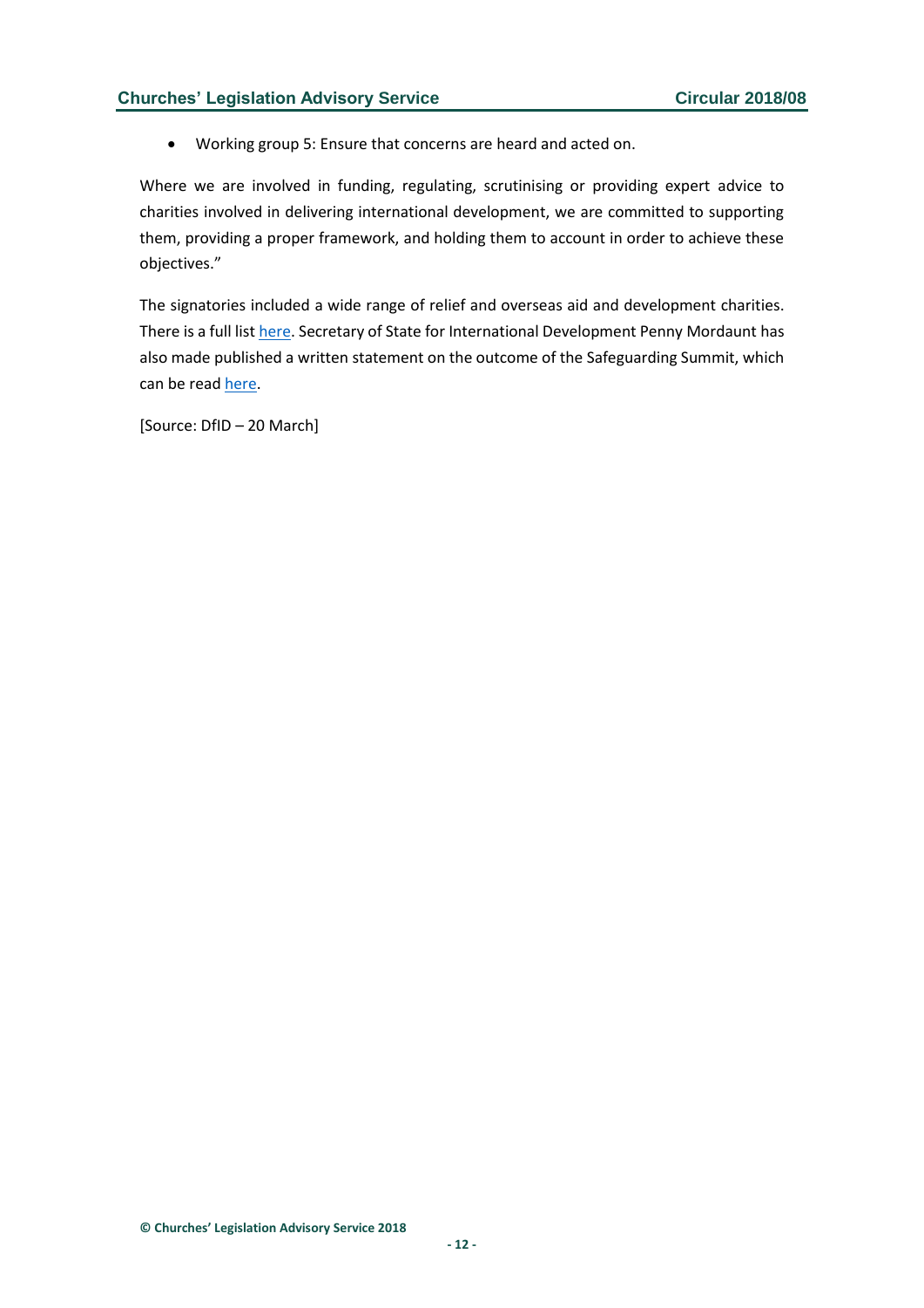- Working group 5: Ensure that concerns are heard and acted on.

Where we are involved in funding, regulating, scrutinising or providing expert advice to charities involved in delivering international development, we are committed to supporting them, providing a proper framework, and holding them to account in order to achieve these objectives."

The signatories included a wide range of relief and overseas aid and development charities. There is a full list here. Secretary of State for International Development Penny Mordaunt has also made published a written statement on the outcome of the Safeguarding Summit, which can be read here.

[Source: DfID – 20 March]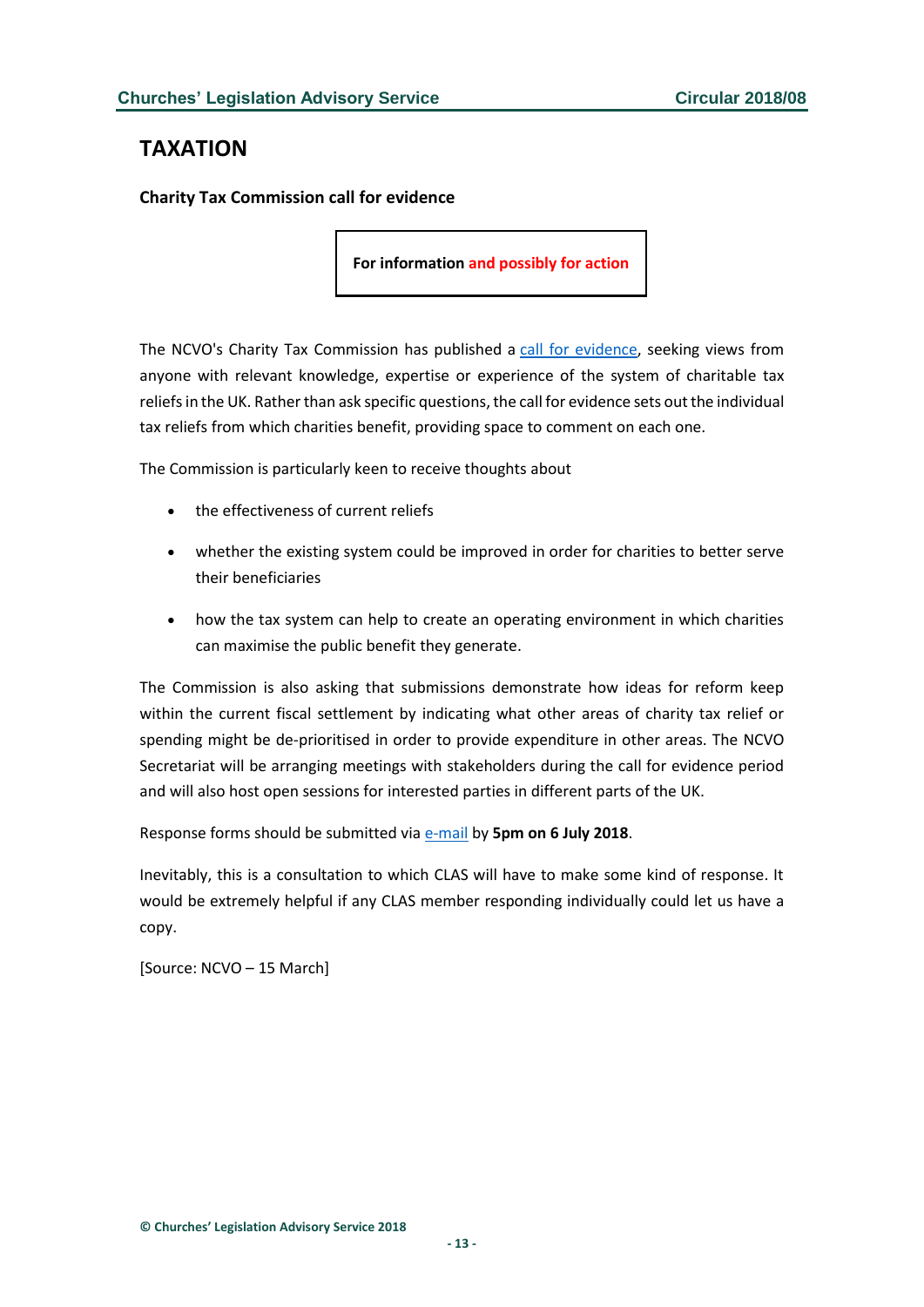# TAXATION

**Charity Tax Commission call for evidence**

**For information and possibly for action**

The NCVO's Charity Tax Commission has published a call for evidence, seeking views from anyone with relevant knowledge, expertise or experience of the system of charitable tax reliefs in the UK. Rather than ask specific questions, the call for evidence sets out the individual tax reliefs from which charities benefit, providing space to comment on each one.

The Commission is particularly keen to receive thoughts about

- the effectiveness of current reliefs
- whether the existing system could be improved in order for charities to better serve their beneficiaries
- how the tax system can help to create an operating environment in which charities can maximise the public benefit they generate.

The Commission is also asking that submissions demonstrate how ideas for reform keep within the current fiscal settlement by indicating what other areas of charity tax relief or spending might be de-prioritised in order to provide expenditure in other areas. The NCVO Secretariat will be arranging meetings with stakeholders during the call for evidence period and will also host open sessions for interested parties in different parts of the UK.

Response forms should be submitted via e-mail by **5pm on 6 July 2018**.

Inevitably, this is a consultation to which CLAS will have to make some kind of response. It would be extremely helpful if any CLAS member responding individually could let us have a copy.

[Source: NCVO – 15 March]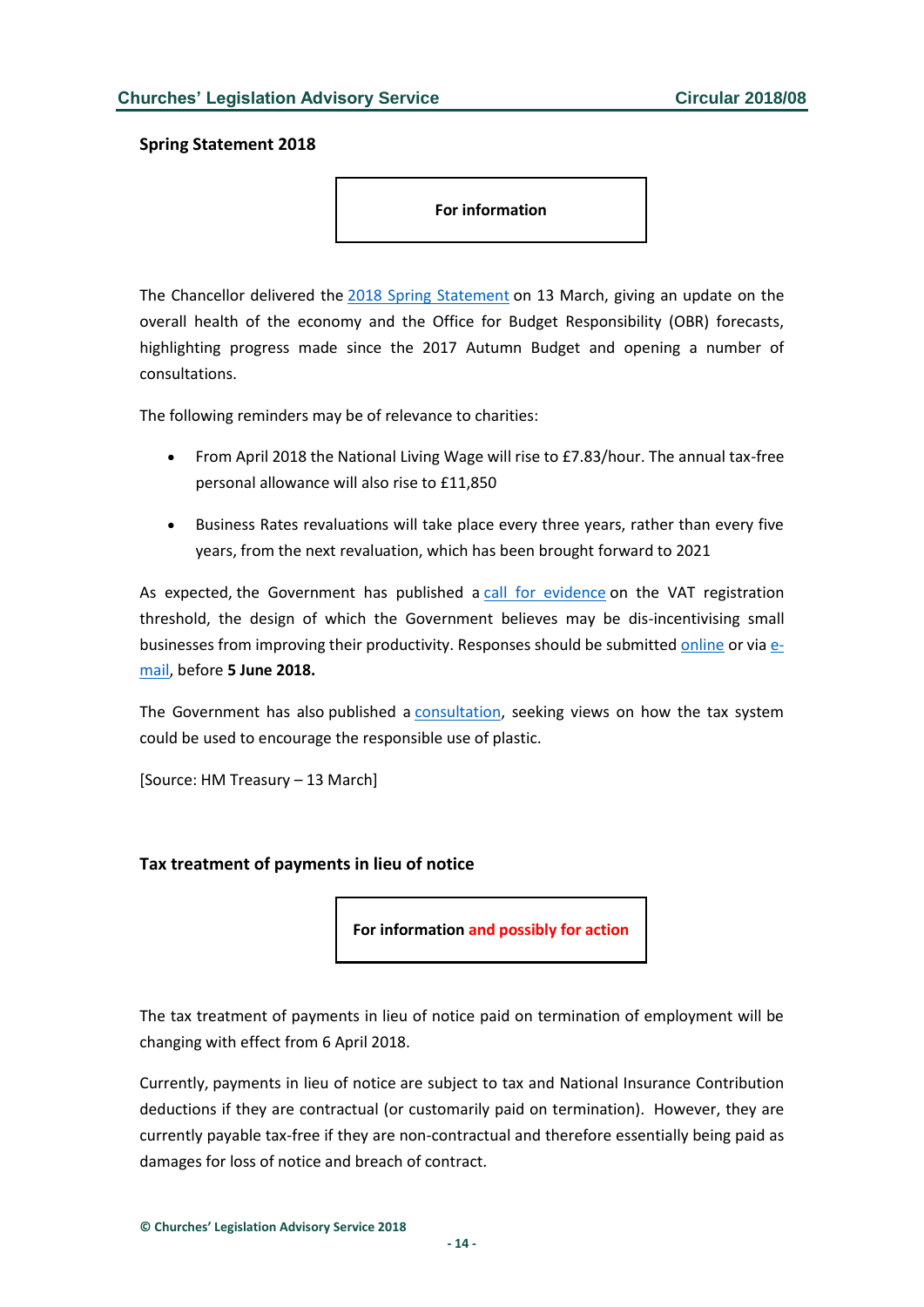### Spring Statement 2018

**For information**

The Chancellor delivered the 2018 Spring Statement on 13 March, giving an update on the overall health of the economy and the Office for Budget Responsibility (OBR) forecasts, highlighting progress made since the 2017 Autumn Budget and opening a number of consultations.

The following reminders may be of relevance to charities:

- From April 2018 the National Living Wage will rise to £7.83/hour. The annual tax-free personal allowance will also rise to £11,850
- Business Rates revaluations will take place every three years, rather than every five years, from the next revaluation, which has been brought forward to 2021

As expected, the Government has published a call for evidence on the VAT registration threshold, the design of which the Government believes may be dis-incentivising small businesses from improving their productivity. Responses should be submitted online or via e-mail, before **5 June 2018.**

The Government has also published a consultation, seeking views on how the tax system could be used to encourage the responsible use of plastic.

[Source: HM Treasury – 13 March]

### Tax treatment of payments in lieu of notice

**For information and possibly for action**

The tax treatment of payments in lieu of notice paid on termination of employment will be changing with effect from 6 April 2018.

Currently, payments in lieu of notice are subject to tax and National Insurance Contribution deductions if they are contractual (or customarily paid on termination). However, they are currently payable tax-free if they are non-contractual and therefore essentially being paid as damages for loss of notice and breach of contract.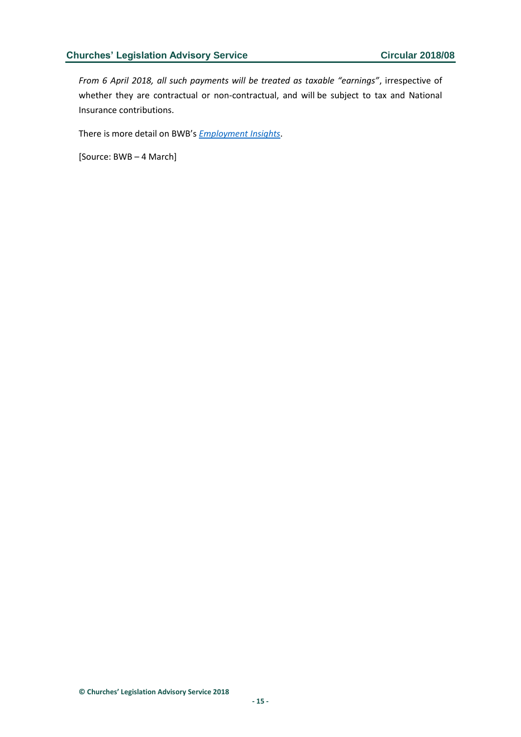*From 6 April 2018, all such payments will be treated as taxable "earnings"*, irrespective of whether they are contractual or non-contractual, and will be subject to tax and National Insurance contributions.

There is more detail on BWB's *Employment Insights*.

[Source: BWB – 4 March]